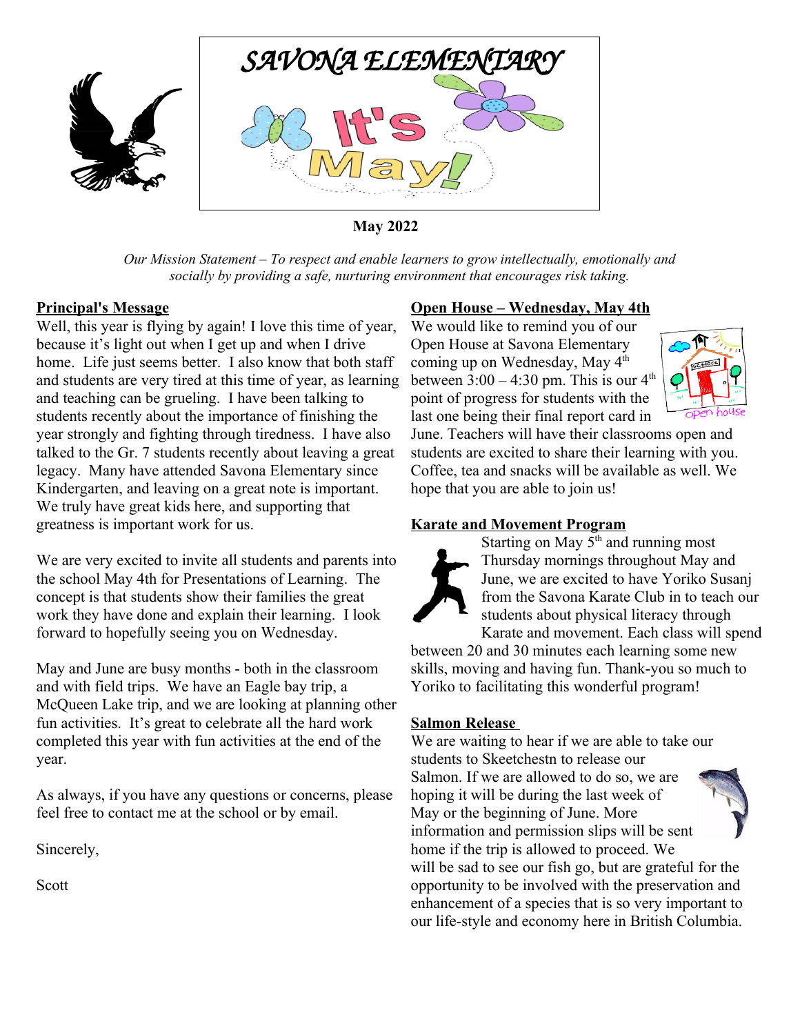# SAVONA ELEMENTARY

It's May!

**May 2022**

*Our Mission Statement – To respect and enable learners to grow intellectually, emotionally and socially by providing a safe, nurturing environment that encourages risk taking.*

## Principal's Message

Well, this year is flying by again! I love this time of year, because it's light out when I get up and when I drive home. Life just seems better. I also know that both staff and students are very tired at this time of year, as learning and teaching can be grueling. I have been talking to students recently about the importance of finishing the year strongly and fighting through tiredness. I have also talked to the Gr. 7 students recently about leaving a great legacy. Many have attended Savona Elementary since Kindergarten, and leaving on a great note is important. We truly have great kids here, and supporting that greatness is important work for us.

We are very excited to invite all students and parents into the school May 4th for Presentations of Learning. The concept is that students show their families the great work they have done and explain their learning. I look forward to hopefully seeing you on Wednesday.

May and June are busy months - both in the classroom and with field trips. We have an Eagle bay trip, a McQueen Lake trip, and we are looking at planning other fun activities. It's great to celebrate all the hard work completed this year with fun activities at the end of the year.

As always, if you have any questions or concerns, please feel free to contact me at the school or by email.

Sincerely,

Scott

## Open House – Wednesday, May 4th

We would like to remind you of our Open House at Savona Elementary coming up on Wednesday, May 4th between 3:00 – 4:30 pm. This is our 4th point of progress for students with the last one being their final report card in June. Teachers will have their classrooms open and students are excited to share their learning with you. Coffee, tea and snacks will be available as well. We hope that you are able to join us!

## Karate and Movement Program

Starting on May 5th and running most Thursday mornings throughout May and June, we are excited to have Yoriko Susanj from the Savona Karate Club in to teach our students about physical literacy through Karate and movement. Each class will spend between 20 and 30 minutes each learning some new skills, moving and having fun. Thank-you so much to Yoriko to facilitating this wonderful program!

## Salmon Release

We are waiting to hear if we are able to take our students to Skeetchestn to release our Salmon. If we are allowed to do so, we are hoping it will be during the last week of May or the beginning of June. More information and permission slips will be sent home if the trip is allowed to proceed. We will be sad to see our fish go, but are grateful for the opportunity to be involved with the preservation and enhancement of a species that is so very important to our life-style and economy here in British Columbia.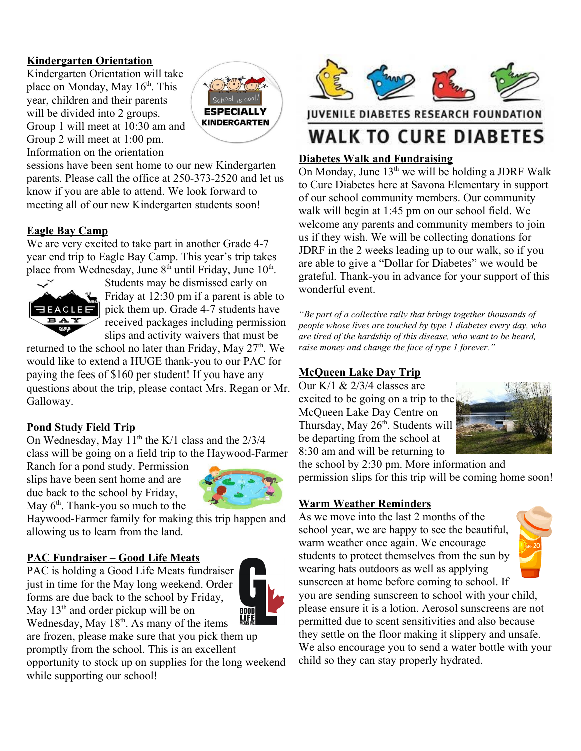## Kindergarten Orientation

Kindergarten Orientation will take place on Monday, May 16th. This year, children and their parents will be divided into 2 groups. Group 1 will meet at 10:30 am and Group 2 will meet at 1:00 pm. Information on the orientation sessions have been sent home to our new Kindergarten parents. Please call the office at 250-373-2520 and let us know if you are able to attend. We look forward to meeting all of our new Kindergarten students soon!

## Eagle Bay Camp

We are very excited to take part in another Grade 4-7 year end trip to Eagle Bay Camp. This year's trip takes place from Wednesday, June 8th until Friday, June 10th. Students may be dismissed early on Friday at 12:30 pm if a parent is able to pick them up. Grade 4-7 students have received packages including permission slips and activity waivers that must be returned to the school no later than Friday, May 27th. We would like to extend a HUGE thank-you to our PAC for paying the fees of $160 per student! If you have any questions about the trip, please contact Mrs. Regan or Mr. Galloway.

## Pond Study Field Trip

On Wednesday, May 11th the K/1 class and the 2/3/4 class will be going on a field trip to the Haywood-Farmer Ranch for a pond study. Permission slips have been sent home and are due back to the school by Friday, May 6th. Thank-you so much to the Haywood-Farmer family for making this trip happen and allowing us to learn from the land.

## PAC Fundraiser – Good Life Meats

PAC is holding a Good Life Meats fundraiser just in time for the May long weekend. Order forms are due back to the school by Friday, May 13th and order pickup will be on Wednesday, May 18th. As many of the items are frozen, please make sure that you pick them up promptly from the school. This is an excellent opportunity to stock up on supplies for the long weekend while supporting our school!

JUVENILE DIABETES RESEARCH FOUNDATION

WALK TO CURE DIABETES

## Diabetes Walk and Fundraising

On Monday, June 13th we will be holding a JDRF Walk to Cure Diabetes here at Savona Elementary in support of our school community members. Our community walk will begin at 1:45 pm on our school field. We welcome any parents and community members to join us if they wish. We will be collecting donations for JDRF in the 2 weeks leading up to our walk, so if you are able to give a "Dollar for Diabetes" we would be grateful. Thank-you in advance for your support of this wonderful event.

*"Be part of a collective rally that brings together thousands of people whose lives are touched by type 1 diabetes every day, who are tired of the hardship of this disease, who want to be heard, raise money and change the face of type 1 forever."*

## McQueen Lake Day Trip

Our K/1 & 2/3/4 classes are excited to be going on a trip to the McQueen Lake Day Centre on Thursday, May 26th. Students will be departing from the school at 8:30 am and will be returning to the school by 2:30 pm. More information and permission slips for this trip will be coming home soon!

## Warm Weather Reminders

As we move into the last 2 months of the school year, we are happy to see the beautiful, warm weather once again. We encourage students to protect themselves from the sun by wearing hats outdoors as well as applying sunscreen at home before coming to school. If you are sending sunscreen to school with your child, please ensure it is a lotion. Aerosol sunscreens are not permitted due to scent sensitivities and also because they settle on the floor making it slippery and unsafe. We also encourage you to send a water bottle with your child so they can stay properly hydrated.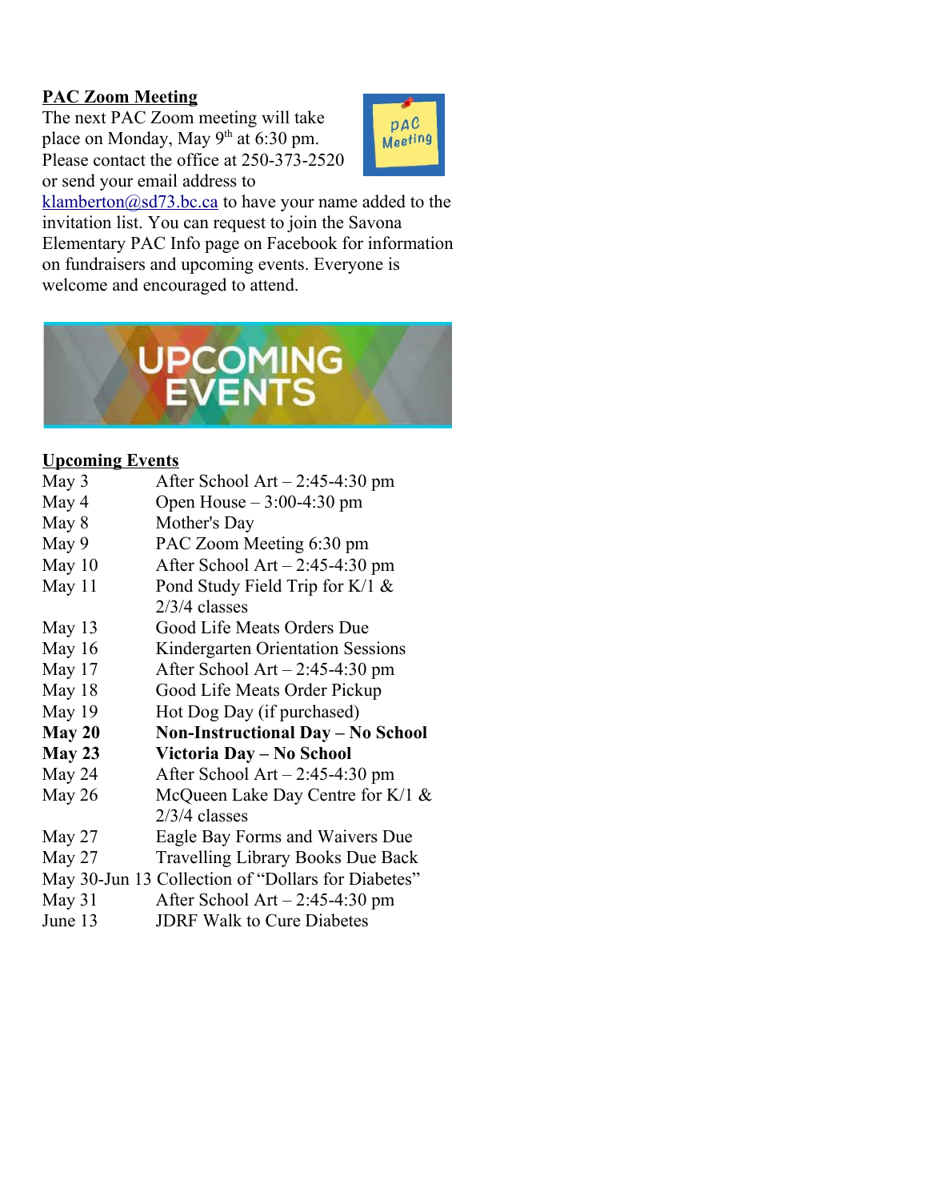## PAC Zoom Meeting

The next PAC Zoom meeting will take place on Monday, May 9th at 6:30 pm. Please contact the office at 250-373-2520 or send your email address to klamberton@sd73.bc.ca to have your name added to the invitation list. You can request to join the Savona Elementary PAC Info page on Facebook for information on fundraisers and upcoming events. Everyone is welcome and encouraged to attend.

UPCOMING EVENTS

## Upcoming Events

| | |
|---|---|
| May 3 | After School Art – 2:45-4:30 pm |
| May 4 | Open House – 3:00-4:30 pm |
| May 8 | Mother's Day |
| May 9 | PAC Zoom Meeting 6:30 pm |
| May 10 | After School Art – 2:45-4:30 pm |
| May 11 | Pond Study Field Trip for K/1 & 2/3/4 classes |
| May 13 | Good Life Meats Orders Due |
| May 16 | Kindergarten Orientation Sessions |
| May 17 | After School Art – 2:45-4:30 pm |
| May 18 | Good Life Meats Order Pickup |
| May 19 | Hot Dog Day (if purchased) |
| **May 20** | **Non-Instructional Day – No School** |
| **May 23** | **Victoria Day – No School** |
| May 24 | After School Art – 2:45-4:30 pm |
| May 26 | McQueen Lake Day Centre for K/1 & 2/3/4 classes |
| May 27 | Eagle Bay Forms and Waivers Due |
| May 27 | Travelling Library Books Due Back |
| May 30-Jun 13 | Collection of "Dollars for Diabetes" |
| May 31 | After School Art – 2:45-4:30 pm |
| June 13 | JDRF Walk to Cure Diabetes |